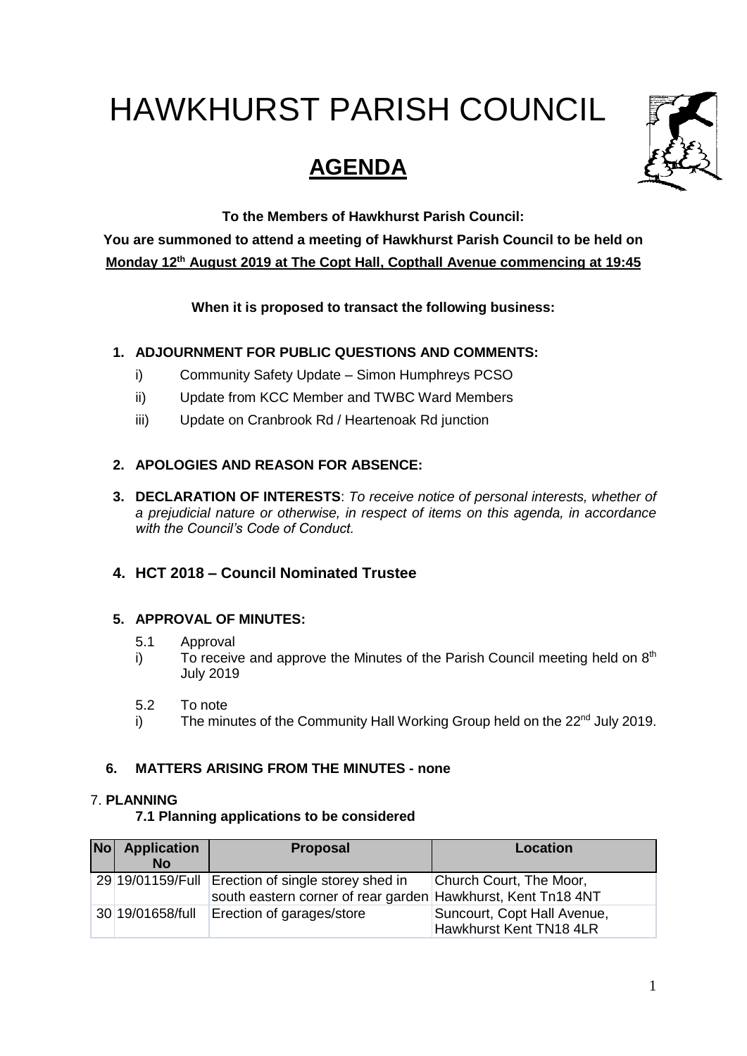# HAWKHURST PARISH COUNCIL

## AGENDA

**To the Members of Hawkhurst Parish Council:**

**You are summoned to attend a meeting of Hawkhurst Parish Council to be held on Monday 12th August 2019 at The Copt Hall, Copthall Avenue commencing at 19:45**

**When it is proposed to transact the following business:**

1. **ADJOURNMENT FOR PUBLIC QUESTIONS AND COMMENTS:**
   - i) Community Safety Update – Simon Humphreys PCSO
   - ii) Update from KCC Member and TWBC Ward Members
   - iii) Update on Cranbrook Rd / Heartenoak Rd junction

2. **APOLOGIES AND REASON FOR ABSENCE:**

3. **DECLARATION OF INTERESTS**: *To receive notice of personal interests, whether of a prejudicial nature or otherwise, in respect of items on this agenda, in accordance with the Council's Code of Conduct.*

4. **HCT 2018 – Council Nominated Trustee**

5. **APPROVAL OF MINUTES:**
   - 5.1 Approval
   - i) To receive and approve the Minutes of the Parish Council meeting held on 8th July 2019
   - 5.2 To note
   - i) The minutes of the Community Hall Working Group held on the 22nd July 2019.

6. **MATTERS ARISING FROM THE MINUTES - none**

7. **PLANNING**

**7.1 Planning applications to be considered**

| No | Application No | Proposal | Location |
|---|---|---|---|
| 29 | 19/01159/Full | Erection of single storey shed in south eastern corner of rear garden | Church Court, The Moor, Hawkhurst, Kent Tn18 4NT |
| 30 | 19/01658/full | Erection of garages/store | Suncourt, Copt Hall Avenue, Hawkhurst Kent TN18 4LR |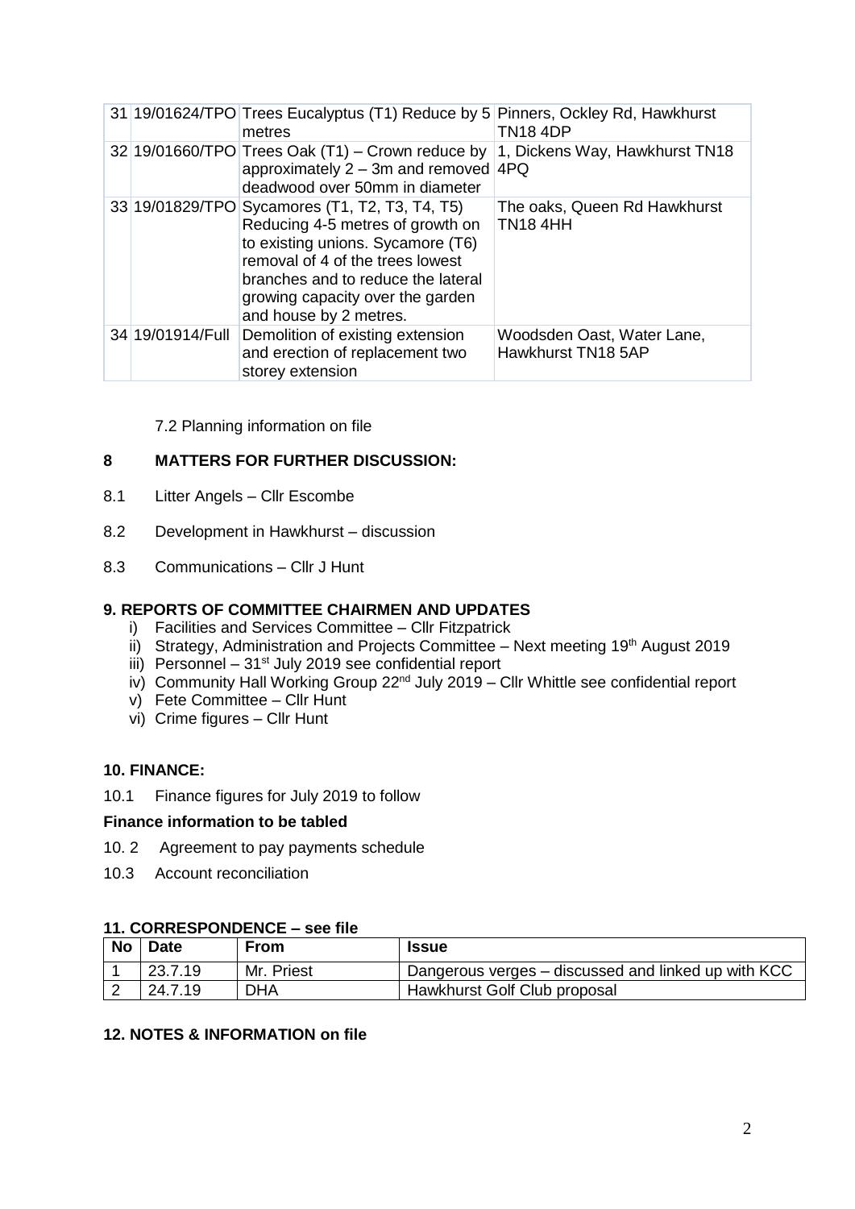| 31 | 19/01624/TPO | Trees Eucalyptus (T1) Reduce by 5 metres | Pinners, Ockley Rd, Hawkhurst TN18 4DP |
|---|---|---|---|
| 32 | 19/01660/TPO | Trees Oak (T1) – Crown reduce by approximately 2 – 3m and removed deadwood over 50mm in diameter | 1, Dickens Way, Hawkhurst TN18 4PQ |
| 33 | 19/01829/TPO | Sycamores (T1, T2, T3, T4, T5) Reducing 4-5 metres of growth on to existing unions. Sycamore (T6) removal of 4 of the trees lowest branches and to reduce the lateral growing capacity over the garden and house by 2 metres. | The oaks, Queen Rd Hawkhurst TN18 4HH |
| 34 | 19/01914/Full | Demolition of existing extension and erection of replacement two storey extension | Woodsden Oast, Water Lane, Hawkhurst TN18 5AP |

7.2 Planning information on file

## 8 MATTERS FOR FURTHER DISCUSSION:

8.1 Litter Angels – Cllr Escombe

8.2 Development in Hawkhurst – discussion

8.3 Communications – Cllr J Hunt

## 9. REPORTS OF COMMITTEE CHAIRMEN AND UPDATES

i) Facilities and Services Committee – Cllr Fitzpatrick
ii) Strategy, Administration and Projects Committee – Next meeting 19th August 2019
iii) Personnel – 31st July 2019 see confidential report
iv) Community Hall Working Group 22nd July 2019 – Cllr Whittle see confidential report
v) Fete Committee – Cllr Hunt
vi) Crime figures – Cllr Hunt

## 10. FINANCE:

10.1 Finance figures for July 2019 to follow

**Finance information to be tabled**

10. 2 Agreement to pay payments schedule

10.3 Account reconciliation

## 11. CORRESPONDENCE – see file

| No | Date | From | Issue |
|---|---|---|---|
| 1 | 23.7.19 | Mr. Priest | Dangerous verges – discussed and linked up with KCC |
| 2 | 24.7.19 | DHA | Hawkhurst Golf Club proposal |

## 12. NOTES & INFORMATION on file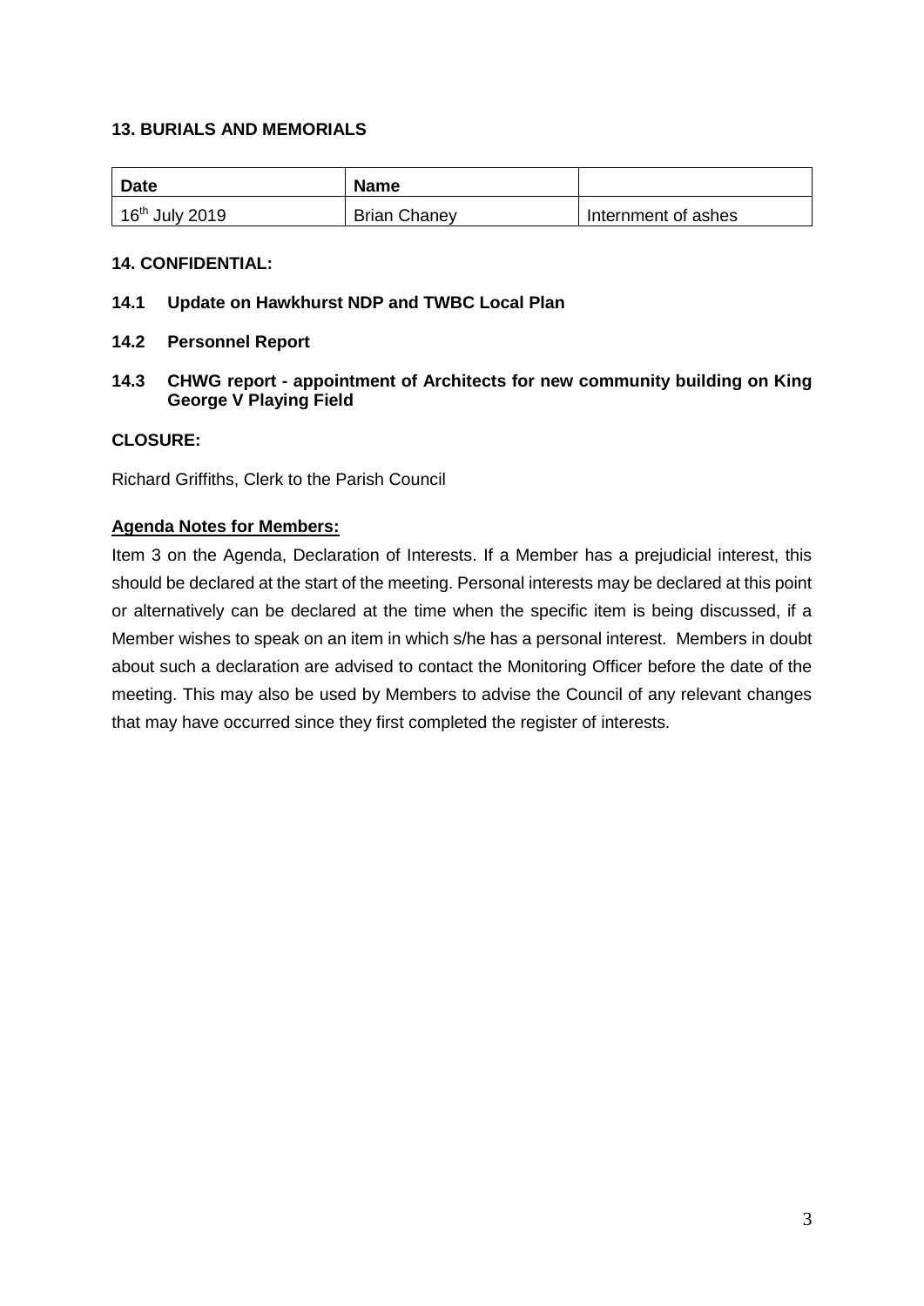**13. BURIALS AND MEMORIALS**

| Date | Name | |
|---|---|---|
| 16th July 2019 | Brian Chaney | Internment of ashes |

**14. CONFIDENTIAL:**

**14.1 Update on Hawkhurst NDP and TWBC Local Plan**

**14.2 Personnel Report**

**14.3 CHWG report - appointment of Architects for new community building on King George V Playing Field**

**CLOSURE:**

Richard Griffiths, Clerk to the Parish Council

**<u>Agenda Notes for Members:</u>**

Item 3 on the Agenda, Declaration of Interests. If a Member has a prejudicial interest, this should be declared at the start of the meeting. Personal interests may be declared at this point or alternatively can be declared at the time when the specific item is being discussed, if a Member wishes to speak on an item in which s/he has a personal interest. Members in doubt about such a declaration are advised to contact the Monitoring Officer before the date of the meeting. This may also be used by Members to advise the Council of any relevant changes that may have occurred since they first completed the register of interests.